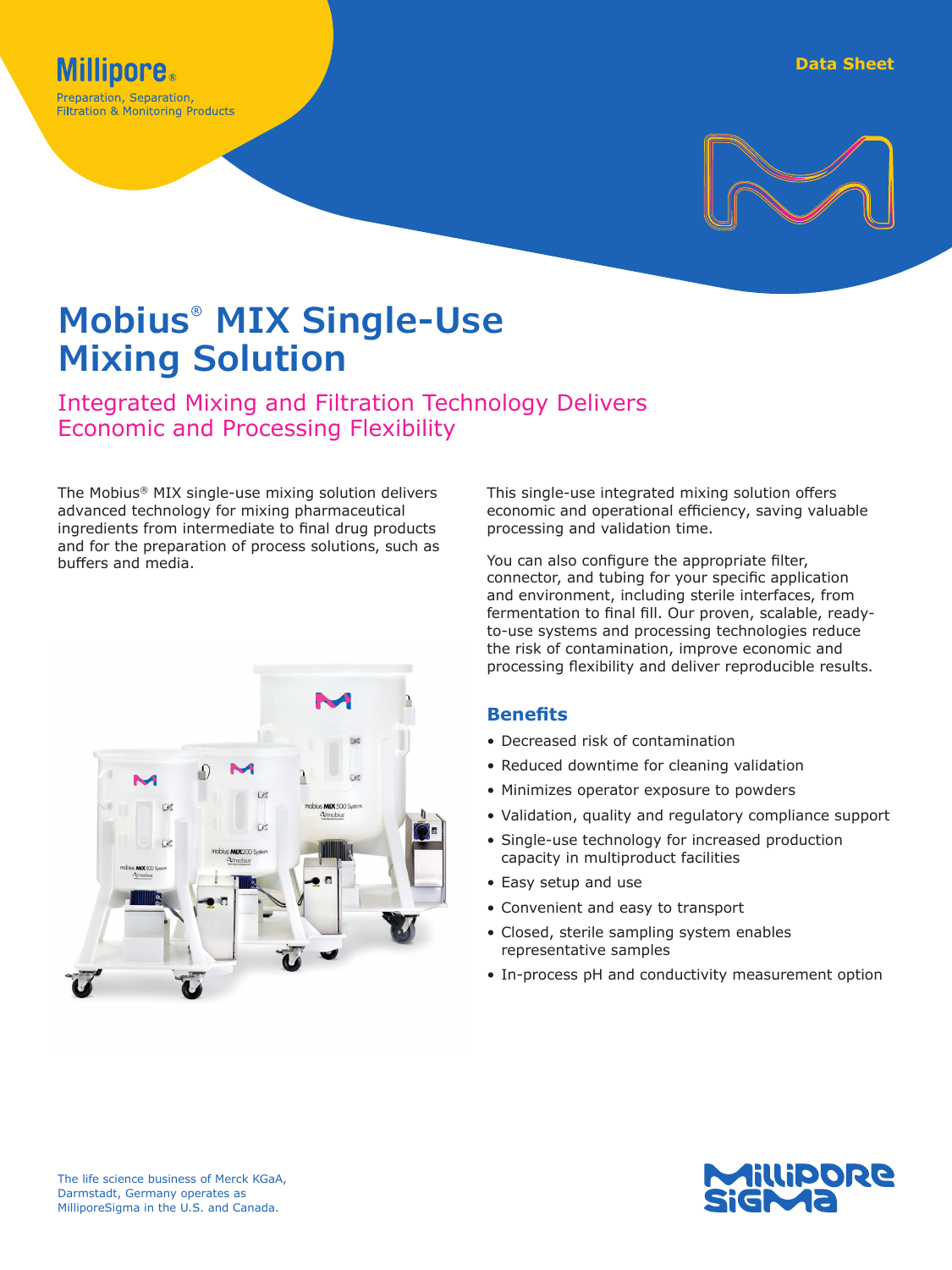Millipore®

Preparation, Separation, Filtration & Monitoring Products

Data Sheet

# Mobius® MIX Single-Use Mixing Solution

## Integrated Mixing and Filtration Technology Delivers Economic and Processing Flexibility

The Mobius® MIX single-use mixing solution delivers advanced technology for mixing pharmaceutical ingredients from intermediate to final drug products and for the preparation of process solutions, such as buffers and media.

This single-use integrated mixing solution offers economic and operational efficiency, saving valuable processing and validation time.

You can also configure the appropriate filter, connector, and tubing for your specific application and environment, including sterile interfaces, from fermentation to final fill. Our proven, scalable, ready-to-use systems and processing technologies reduce the risk of contamination, improve economic and processing flexibility and deliver reproducible results.

### Benefits

- Decreased risk of contamination
- Reduced downtime for cleaning validation
- Minimizes operator exposure to powders
- Validation, quality and regulatory compliance support
- Single-use technology for increased production capacity in multiproduct facilities
- Easy setup and use
- Convenient and easy to transport
- Closed, sterile sampling system enables representative samples
- In-process pH and conductivity measurement option

The life science business of Merck KGaA, Darmstadt, Germany operates as MilliporeSigma in the U.S. and Canada.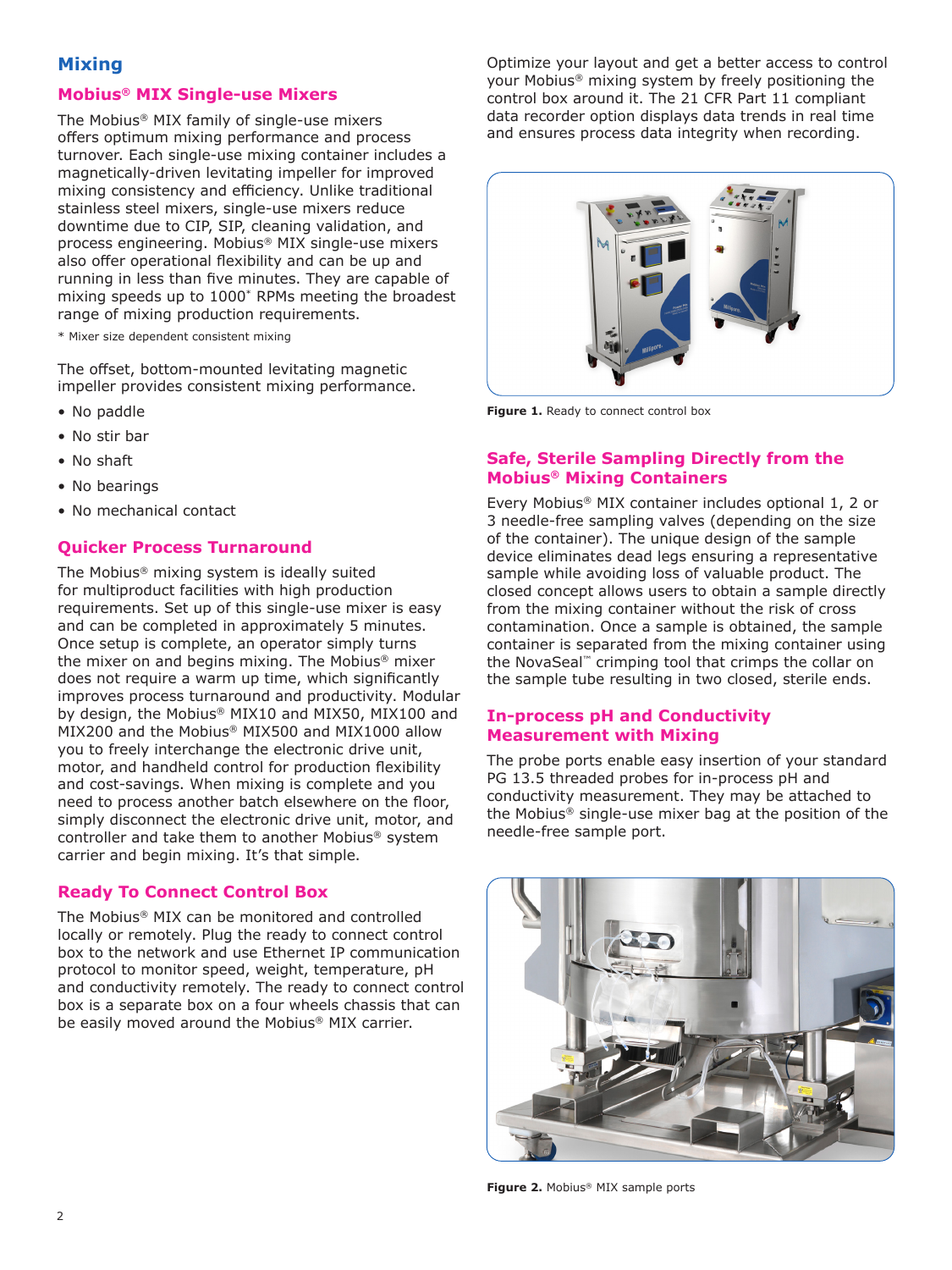# Mixing

## Mobius® MIX Single-use Mixers

The Mobius® MIX family of single-use mixers offers optimum mixing performance and process turnover. Each single-use mixing container includes a magnetically-driven levitating impeller for improved mixing consistency and efficiency. Unlike traditional stainless steel mixers, single-use mixers reduce downtime due to CIP, SIP, cleaning validation, and process engineering. Mobius® MIX single-use mixers also offer operational flexibility and can be up and running in less than five minutes. They are capable of mixing speeds up to 1000* RPMs meeting the broadest range of mixing production requirements.

* Mixer size dependent consistent mixing

The offset, bottom-mounted levitating magnetic impeller provides consistent mixing performance.

- No paddle
- No stir bar
- No shaft
- No bearings
- No mechanical contact

## Quicker Process Turnaround

The Mobius® mixing system is ideally suited for multiproduct facilities with high production requirements. Set up of this single-use mixer is easy and can be completed in approximately 5 minutes. Once setup is complete, an operator simply turns the mixer on and begins mixing. The Mobius® mixer does not require a warm up time, which significantly improves process turnaround and productivity. Modular by design, the Mobius® MIX10 and MIX50, MIX100 and MIX200 and the Mobius® MIX500 and MIX1000 allow you to freely interchange the electronic drive unit, motor, and handheld control for production flexibility and cost-savings. When mixing is complete and you need to process another batch elsewhere on the floor, simply disconnect the electronic drive unit, motor, and controller and take them to another Mobius® system carrier and begin mixing. It's that simple.

## Ready To Connect Control Box

The Mobius® MIX can be monitored and controlled locally or remotely. Plug the ready to connect control box to the network and use Ethernet IP communication protocol to monitor speed, weight, temperature, pH and conductivity remotely. The ready to connect control box is a separate box on a four wheels chassis that can be easily moved around the Mobius® MIX carrier.

Optimize your layout and get a better access to control your Mobius® mixing system by freely positioning the control box around it. The 21 CFR Part 11 compliant data recorder option displays data trends in real time and ensures process data integrity when recording.

**Figure 1.** Ready to connect control box

## Safe, Sterile Sampling Directly from the Mobius® Mixing Containers

Every Mobius® MIX container includes optional 1, 2 or 3 needle-free sampling valves (depending on the size of the container). The unique design of the sample device eliminates dead legs ensuring a representative sample while avoiding loss of valuable product. The closed concept allows users to obtain a sample directly from the mixing container without the risk of cross contamination. Once a sample is obtained, the sample container is separated from the mixing container using the NovaSeal™ crimping tool that crimps the collar on the sample tube resulting in two closed, sterile ends.

## In-process pH and Conductivity Measurement with Mixing

The probe ports enable easy insertion of your standard PG 13.5 threaded probes for in-process pH and conductivity measurement. They may be attached to the Mobius® single-use mixer bag at the position of the needle-free sample port.

**Figure 2.** Mobius® MIX sample ports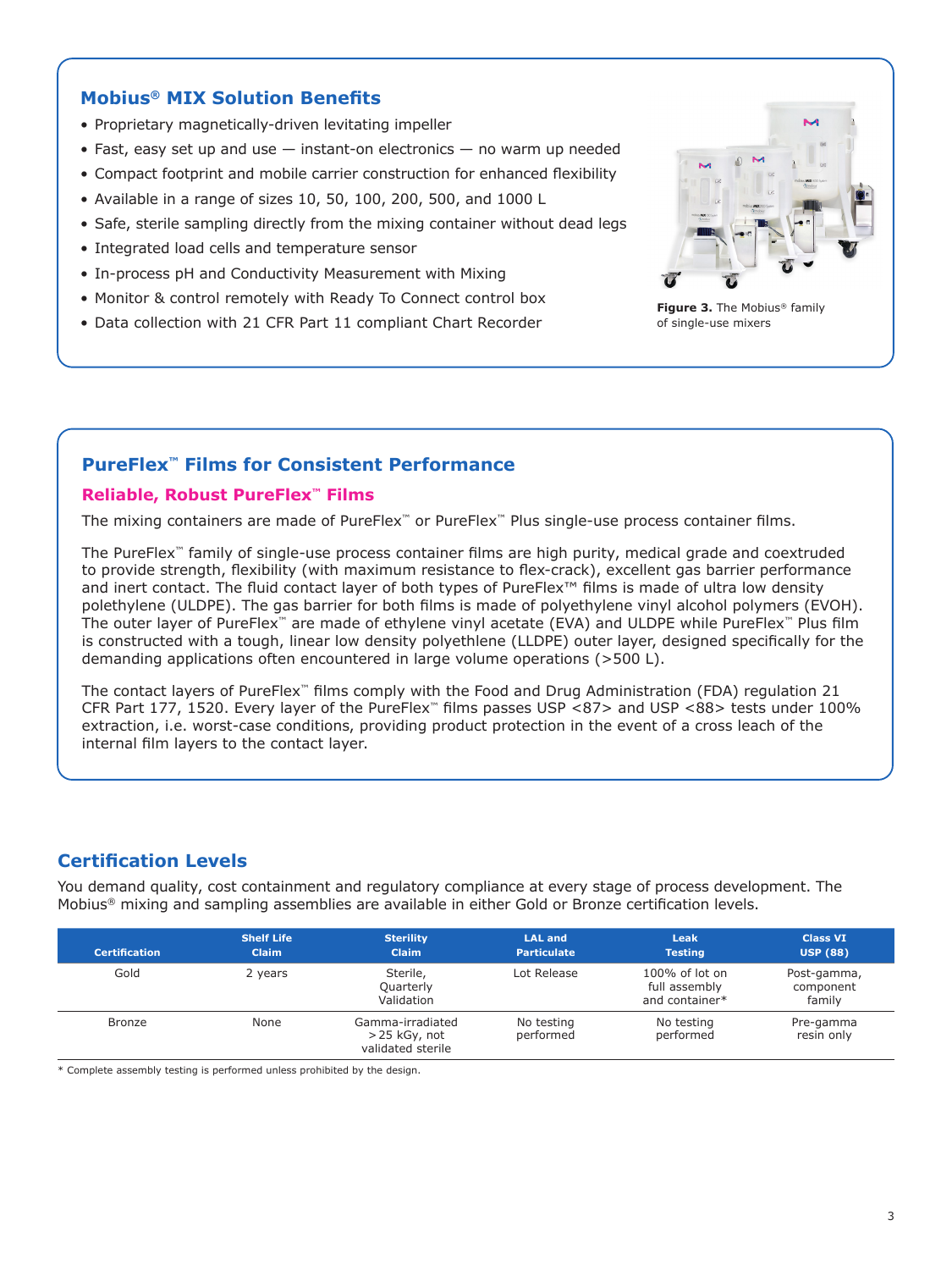## Mobius® MIX Solution Benefits

- Proprietary magnetically-driven levitating impeller
- Fast, easy set up and use — instant-on electronics — no warm up needed
- Compact footprint and mobile carrier construction for enhanced flexibility
- Available in a range of sizes 10, 50, 100, 200, 500, and 1000 L
- Safe, sterile sampling directly from the mixing container without dead legs
- Integrated load cells and temperature sensor
- In-process pH and Conductivity Measurement with Mixing
- Monitor & control remotely with Ready To Connect control box
- Data collection with 21 CFR Part 11 compliant Chart Recorder

**Figure 3.** The Mobius® family of single-use mixers

## PureFlex™ Films for Consistent Performance

### Reliable, Robust PureFlex™ Films

The mixing containers are made of PureFlex™ or PureFlex™ Plus single-use process container films.

The PureFlex™ family of single-use process container films are high purity, medical grade and coextruded to provide strength, flexibility (with maximum resistance to flex-crack), excellent gas barrier performance and inert contact. The fluid contact layer of both types of PureFlex™ films is made of ultra low density polethylene (ULDPE). The gas barrier for both films is made of polyethylene vinyl alcohol polymers (EVOH). The outer layer of PureFlex™ are made of ethylene vinyl acetate (EVA) and ULDPE while PureFlex™ Plus film is constructed with a tough, linear low density polyethlene (LLDPE) outer layer, designed specifically for the demanding applications often encountered in large volume operations (>500 L).

The contact layers of PureFlex™ films comply with the Food and Drug Administration (FDA) regulation 21 CFR Part 177, 1520. Every layer of the PureFlex™ films passes USP <87> and USP <88> tests under 100% extraction, i.e. worst-case conditions, providing product protection in the event of a cross leach of the internal film layers to the contact layer.

## Certification Levels

You demand quality, cost containment and regulatory compliance at every stage of process development. The Mobius® mixing and sampling assemblies are available in either Gold or Bronze certification levels.

| Certification | Shelf Life Claim | Sterility Claim | LAL and Particulate | Leak Testing | Class VI USP (88) |
|---|---|---|---|---|---|
| Gold | 2 years | Sterile, Quarterly Validation | Lot Release | 100% of lot on full assembly and container* | Post-gamma, component family |
| Bronze | None | Gamma-irradiated > 25 kGy, not validated sterile | No testing performed | No testing performed | Pre-gamma resin only |

* Complete assembly testing is performed unless prohibited by the design.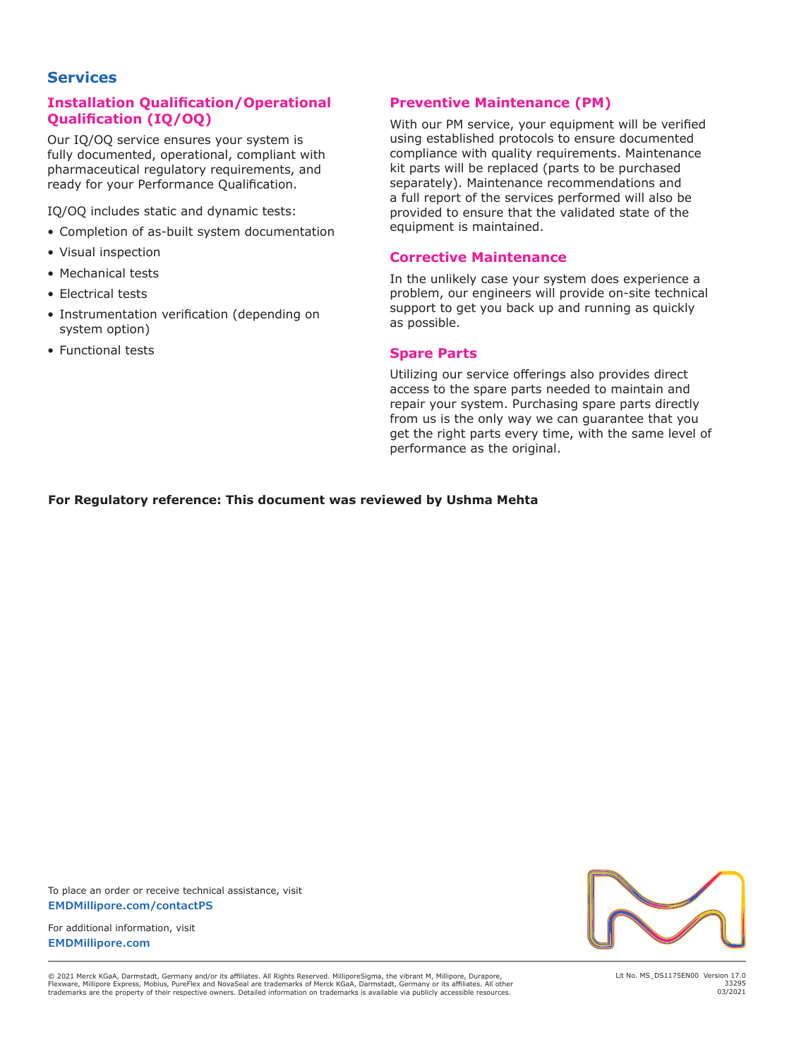## Services

### Installation Qualification/Operational Qualification (IQ/OQ)

Our IQ/OQ service ensures your system is fully documented, operational, compliant with pharmaceutical regulatory requirements, and ready for your Performance Qualification.

IQ/OQ includes static and dynamic tests:

- Completion of as-built system documentation
- Visual inspection
- Mechanical tests
- Electrical tests
- Instrumentation verification (depending on system option)
- Functional tests

### Preventive Maintenance (PM)

With our PM service, your equipment will be verified using established protocols to ensure documented compliance with quality requirements. Maintenance kit parts will be replaced (parts to be purchased separately). Maintenance recommendations and a full report of the services performed will also be provided to ensure that the validated state of the equipment is maintained.

### Corrective Maintenance

In the unlikely case your system does experience a problem, our engineers will provide on-site technical support to get you back up and running as quickly as possible.

### Spare Parts

Utilizing our service offerings also provides direct access to the spare parts needed to maintain and repair your system. Purchasing spare parts directly from us is the only way we can guarantee that you get the right parts every time, with the same level of performance as the original.

**For Regulatory reference: This document was reviewed by Ushma Mehta**

To place an order or receive technical assistance, visit
**EMDMillipore.com/contactPS**

For additional information, visit
**EMDMillipore.com**

© 2021 Merck KGaA, Darmstadt, Germany and/or its affiliates. All Rights Reserved. MilliporeSigma, the vibrant M, Millipore, Durapore, Flexware, Millipore Express, Mobius, PureFlex and NovaSeal are trademarks of Merck KGaA, Darmstadt, Germany or its affiliates. All other trademarks are the property of their respective owners. Detailed information on trademarks is available via publicly accessible resources.

Lit No. MS_DS1175EN00 Version 17.0
33295
03/2021